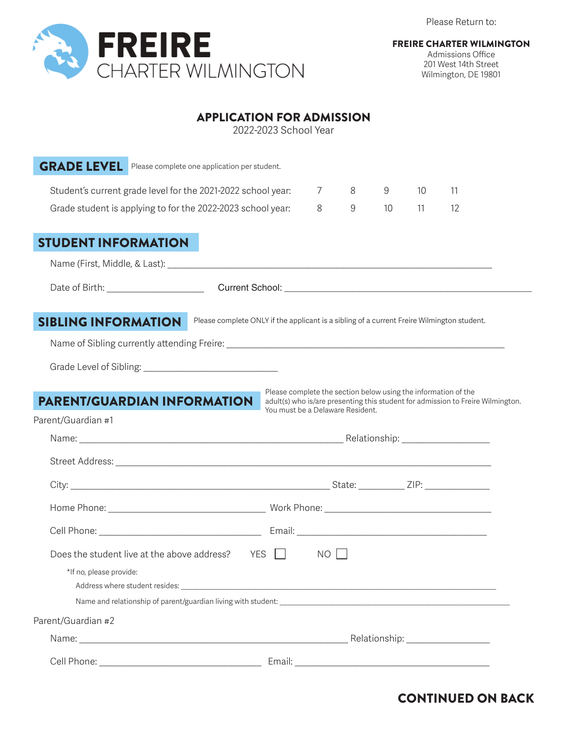# FREIRE CHARTER WILMINGTON

Please Return to:

**FREIRE CHARTER WILMINGTON**
Admissions Office
201 West 14th Street
Wilmington, DE 19801

## APPLICATION FOR ADMISSION

2022-2023 School Year

## GRADE LEVEL

Please complete one application per student.

| | | | | | |
|---|---|---|---|---|---|
| Student's current grade level for the 2021-2022 school year: | 7 | 8 | 9 | 10 | 11 |
| Grade student is applying to for the 2022-2023 school year: | 8 | 9 | 10 | 11 | 12 |

## STUDENT INFORMATION

Name (First, Middle, & Last): ______________________________________________

Date of Birth: ________________ Current School: ______________________________________

## SIBLING INFORMATION

Please complete ONLY if the applicant is a sibling of a current Freire Wilmington student.

Name of Sibling currently attending Freire: ______________________________________

Grade Level of Sibling: ______________________

## PARENT/GUARDIAN INFORMATION

Please complete the section below using the information of the adult(s) who is/are presenting this student for admission to Freire Wilmington. You must be a Delaware Resident.

Parent/Guardian #1

Name: ______________________________________ Relationship: ______________

Street Address: ______________________________________________________

City: ______________________________________ State: ________ ZIP: __________

Home Phone: __________________________ Work Phone: __________________________

Cell Phone: __________________________ Email: ______________________________

Does the student live at the above address? YES ☐ NO ☐

*If no, please provide:

Address where student resides: ______________________________________________

Name and relationship of parent/guardian living with student: ______________________________

Parent/Guardian #2

Name: ______________________________________ Relationship: ______________

Cell Phone: __________________________ Email: ______________________________

**CONTINUED ON BACK**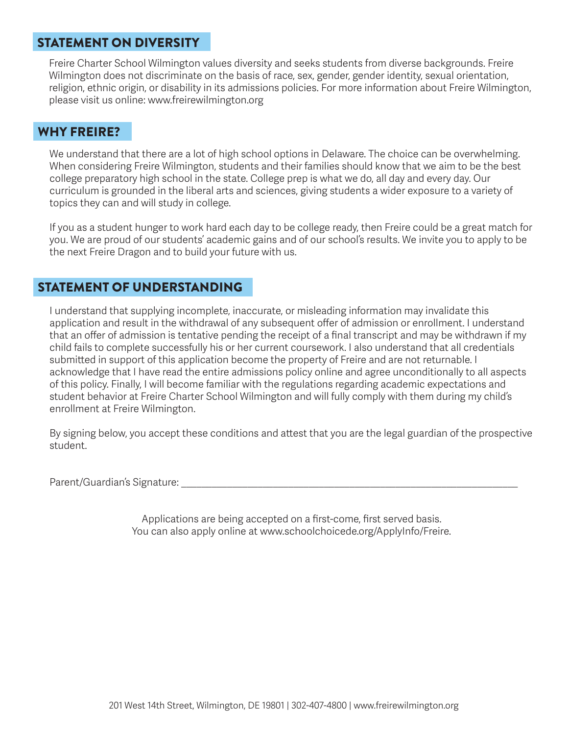## STATEMENT ON DIVERSITY

Freire Charter School Wilmington values diversity and seeks students from diverse backgrounds. Freire Wilmington does not discriminate on the basis of race, sex, gender, gender identity, sexual orientation, religion, ethnic origin, or disability in its admissions policies. For more information about Freire Wilmington, please visit us online: www.freirewilmington.org

## WHY FREIRE?

We understand that there are a lot of high school options in Delaware. The choice can be overwhelming. When considering Freire Wilmington, students and their families should know that we aim to be the best college preparatory high school in the state. College prep is what we do, all day and every day. Our curriculum is grounded in the liberal arts and sciences, giving students a wider exposure to a variety of topics they can and will study in college.

If you as a student hunger to work hard each day to be college ready, then Freire could be a great match for you. We are proud of our students' academic gains and of our school's results. We invite you to apply to be the next Freire Dragon and to build your future with us.

## STATEMENT OF UNDERSTANDING

I understand that supplying incomplete, inaccurate, or misleading information may invalidate this application and result in the withdrawal of any subsequent offer of admission or enrollment. I understand that an offer of admission is tentative pending the receipt of a final transcript and may be withdrawn if my child fails to complete successfully his or her current coursework. I also understand that all credentials submitted in support of this application become the property of Freire and are not returnable. I acknowledge that I have read the entire admissions policy online and agree unconditionally to all aspects of this policy. Finally, I will become familiar with the regulations regarding academic expectations and student behavior at Freire Charter School Wilmington and will fully comply with them during my child's enrollment at Freire Wilmington.

By signing below, you accept these conditions and attest that you are the legal guardian of the prospective student.

Parent/Guardian's Signature: ______________________________________________________________

Applications are being accepted on a first-come, first served basis.
You can also apply online at www.schoolchoicede.org/ApplyInfo/Freire.

201 West 14th Street, Wilmington, DE 19801 | 302-407-4800 | www.freirewilmington.org